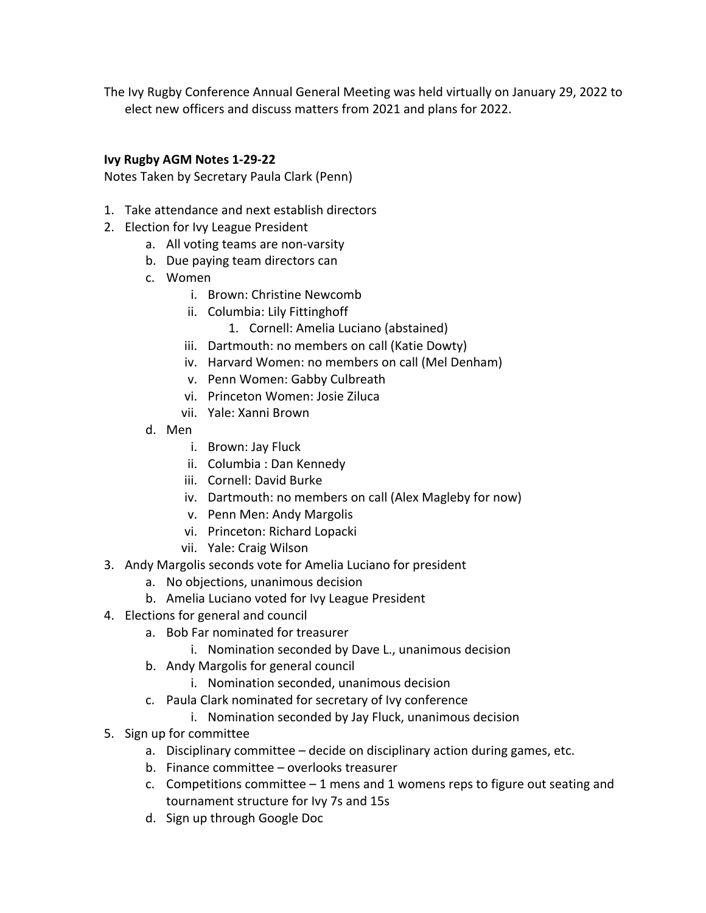The Ivy Rugby Conference Annual General Meeting was held virtually on January 29, 2022 to elect new officers and discuss matters from 2021 and plans for 2022.

**Ivy Rugby AGM Notes 1-29-22**

Notes Taken by Secretary Paula Clark (Penn)

1. Take attendance and next establish directors
2. Election for Ivy League President
    a. All voting teams are non-varsity
    b. Due paying team directors can
    c. Women
        i. Brown: Christine Newcomb
        ii. Columbia: Lily Fittinghoff
            1. Cornell: Amelia Luciano (abstained)
        iii. Dartmouth: no members on call (Katie Dowty)
        iv. Harvard Women: no members on call (Mel Denham)
        v. Penn Women: Gabby Culbreath
        vi. Princeton Women: Josie Ziluca
        vii. Yale: Xanni Brown
    d. Men
        i. Brown: Jay Fluck
        ii. Columbia : Dan Kennedy
        iii. Cornell: David Burke
        iv. Dartmouth: no members on call (Alex Magleby for now)
        v. Penn Men: Andy Margolis
        vi. Princeton: Richard Lopacki
        vii. Yale: Craig Wilson
3. Andy Margolis seconds vote for Amelia Luciano for president
    a. No objections, unanimous decision
    b. Amelia Luciano voted for Ivy League President
4. Elections for general and council
    a. Bob Far nominated for treasurer
        i. Nomination seconded by Dave L., unanimous decision
    b. Andy Margolis for general council
        i. Nomination seconded, unanimous decision
    c. Paula Clark nominated for secretary of Ivy conference
        i. Nomination seconded by Jay Fluck, unanimous decision
5. Sign up for committee
    a. Disciplinary committee – decide on disciplinary action during games, etc.
    b. Finance committee – overlooks treasurer
    c. Competitions committee – 1 mens and 1 womens reps to figure out seating and tournament structure for Ivy 7s and 15s
    d. Sign up through Google Doc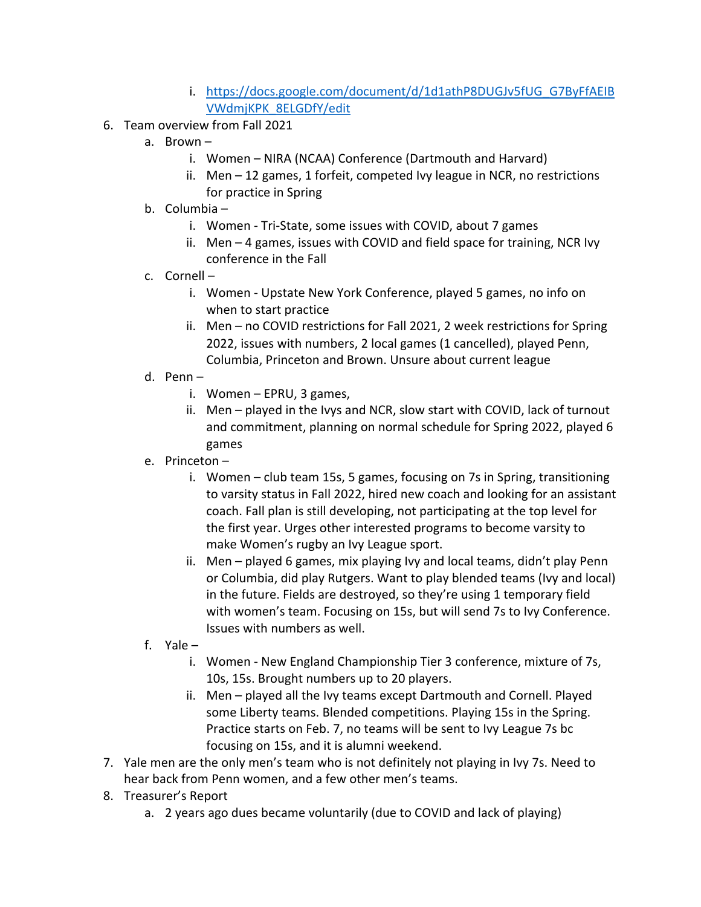i. [https://docs.google.com/document/d/1d1athP8DUGJv5fUG_G7ByFfAEIBVWdmjKPK_8ELGDfY/edit](https://docs.google.com/document/d/1d1athP8DUGJv5fUG_G7ByFfAEIBVWdmjKPK_8ELGDfY/edit)

6. Team overview from Fall 2021
   a. Brown –
      i. Women – NIRA (NCAA) Conference (Dartmouth and Harvard)
      ii. Men – 12 games, 1 forfeit, competed Ivy league in NCR, no restrictions for practice in Spring
   b. Columbia –
      i. Women - Tri-State, some issues with COVID, about 7 games
      ii. Men – 4 games, issues with COVID and field space for training, NCR Ivy conference in the Fall
   c. Cornell –
      i. Women - Upstate New York Conference, played 5 games, no info on when to start practice
      ii. Men – no COVID restrictions for Fall 2021, 2 week restrictions for Spring 2022, issues with numbers, 2 local games (1 cancelled), played Penn, Columbia, Princeton and Brown. Unsure about current league
   d. Penn –
      i. Women – EPRU, 3 games,
      ii. Men – played in the Ivys and NCR, slow start with COVID, lack of turnout and commitment, planning on normal schedule for Spring 2022, played 6 games
   e. Princeton –
      i. Women – club team 15s, 5 games, focusing on 7s in Spring, transitioning to varsity status in Fall 2022, hired new coach and looking for an assistant coach. Fall plan is still developing, not participating at the top level for the first year. Urges other interested programs to become varsity to make Women's rugby an Ivy League sport.
      ii. Men – played 6 games, mix playing Ivy and local teams, didn't play Penn or Columbia, did play Rutgers. Want to play blended teams (Ivy and local) in the future. Fields are destroyed, so they're using 1 temporary field with women's team. Focusing on 15s, but will send 7s to Ivy Conference. Issues with numbers as well.
   f. Yale –
      i. Women - New England Championship Tier 3 conference, mixture of 7s, 10s, 15s. Brought numbers up to 20 players.
      ii. Men – played all the Ivy teams except Dartmouth and Cornell. Played some Liberty teams. Blended competitions. Playing 15s in the Spring. Practice starts on Feb. 7, no teams will be sent to Ivy League 7s bc focusing on 15s, and it is alumni weekend.
7. Yale men are the only men's team who is not definitely not playing in Ivy 7s. Need to hear back from Penn women, and a few other men's teams.
8. Treasurer's Report
   a. 2 years ago dues became voluntarily (due to COVID and lack of playing)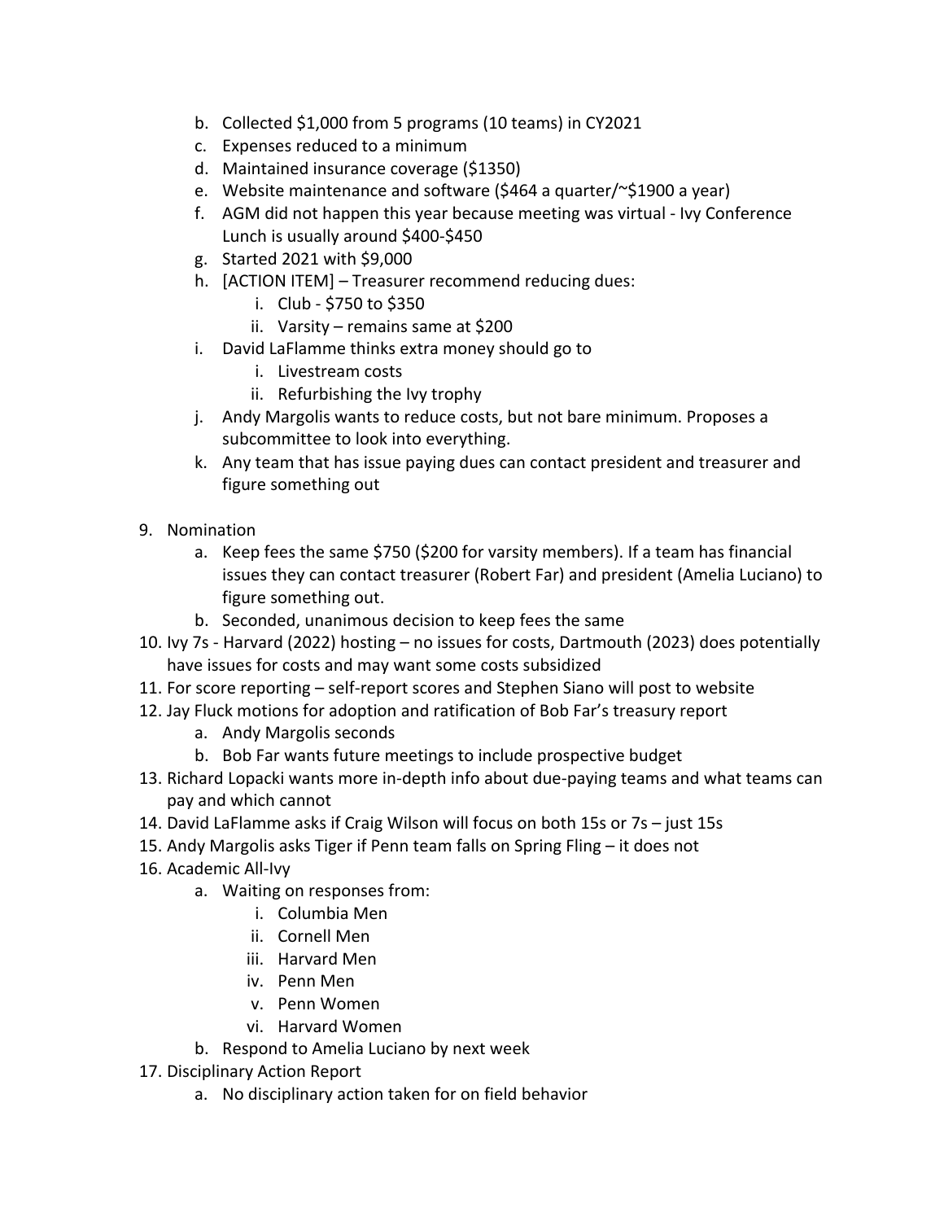b. Collected $1,000 from 5 programs (10 teams) in CY2021
   c. Expenses reduced to a minimum
   d. Maintained insurance coverage ($1350)
   e. Website maintenance and software ($464 a quarter/~$1900 a year)
   f. AGM did not happen this year because meeting was virtual - Ivy Conference Lunch is usually around $400-$450
   g. Started 2021 with $9,000
   h. [ACTION ITEM] – Treasurer recommend reducing dues:
      i. Club - $750 to $350
      ii. Varsity – remains same at $200
   i. David LaFlamme thinks extra money should go to
      i. Livestream costs
      ii. Refurbishing the Ivy trophy
   j. Andy Margolis wants to reduce costs, but not bare minimum. Proposes a subcommittee to look into everything.
   k. Any team that has issue paying dues can contact president and treasurer and figure something out

9. Nomination
   a. Keep fees the same $750 ($200 for varsity members). If a team has financial issues they can contact treasurer (Robert Far) and president (Amelia Luciano) to figure something out.
   b. Seconded, unanimous decision to keep fees the same
10. Ivy 7s - Harvard (2022) hosting – no issues for costs, Dartmouth (2023) does potentially have issues for costs and may want some costs subsidized
11. For score reporting – self-report scores and Stephen Siano will post to website
12. Jay Fluck motions for adoption and ratification of Bob Far's treasury report
    a. Andy Margolis seconds
    b. Bob Far wants future meetings to include prospective budget
13. Richard Lopacki wants more in-depth info about due-paying teams and what teams can pay and which cannot
14. David LaFlamme asks if Craig Wilson will focus on both 15s or 7s – just 15s
15. Andy Margolis asks Tiger if Penn team falls on Spring Fling – it does not
16. Academic All-Ivy
    a. Waiting on responses from:
       i. Columbia Men
       ii. Cornell Men
       iii. Harvard Men
       iv. Penn Men
       v. Penn Women
       vi. Harvard Women
    b. Respond to Amelia Luciano by next week
17. Disciplinary Action Report
    a. No disciplinary action taken for on field behavior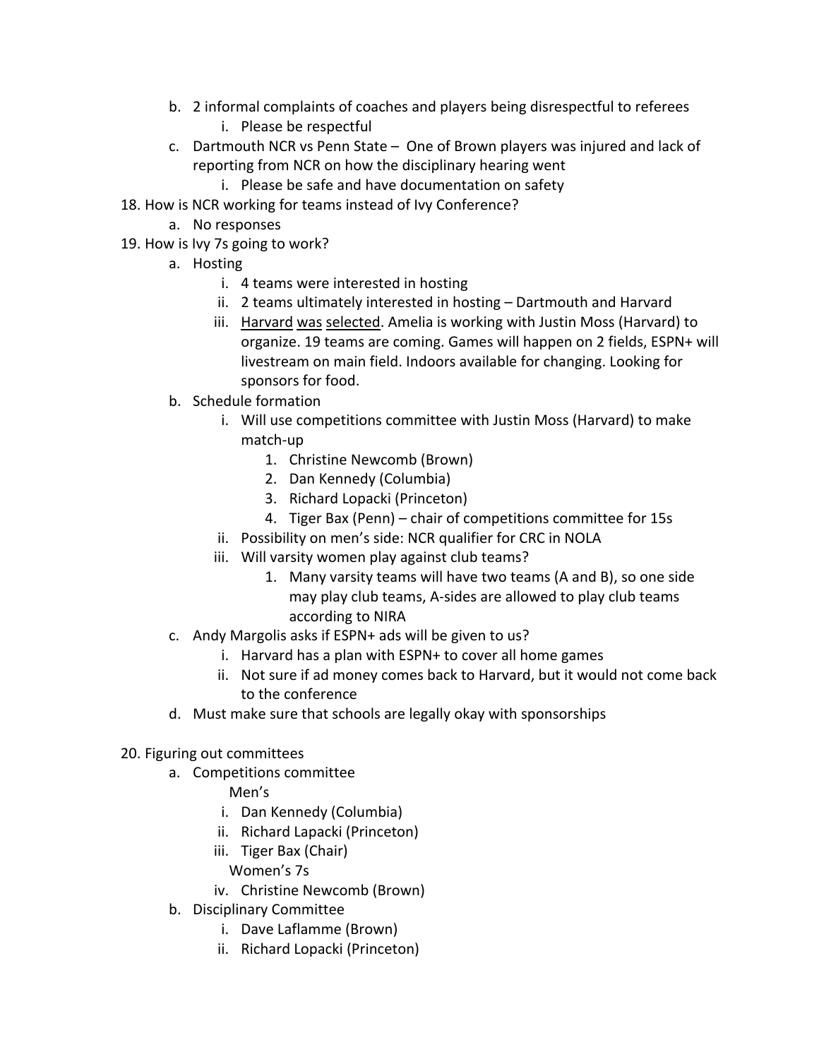b. 2 informal complaints of coaches and players being disrespectful to referees
      i. Please be respectful
   c. Dartmouth NCR vs Penn State – One of Brown players was injured and lack of reporting from NCR on how the disciplinary hearing went
      i. Please be safe and have documentation on safety

18. How is NCR working for teams instead of Ivy Conference?
   a. No responses

19. How is Ivy 7s going to work?
   a. Hosting
      i. 4 teams were interested in hosting
      ii. 2 teams ultimately interested in hosting – Dartmouth and Harvard
      iii. <u>Harvard</u> <u>was</u> <u>selected</u>. Amelia is working with Justin Moss (Harvard) to organize. 19 teams are coming. Games will happen on 2 fields, ESPN+ will livestream on main field. Indoors available for changing. Looking for sponsors for food.
   b. Schedule formation
      i. Will use competitions committee with Justin Moss (Harvard) to make match-up
         1. Christine Newcomb (Brown)
         2. Dan Kennedy (Columbia)
         3. Richard Lopacki (Princeton)
         4. Tiger Bax (Penn) – chair of competitions committee for 15s
      ii. Possibility on men's side: NCR qualifier for CRC in NOLA
      iii. Will varsity women play against club teams?
         1. Many varsity teams will have two teams (A and B), so one side may play club teams, A-sides are allowed to play club teams according to NIRA
   c. Andy Margolis asks if ESPN+ ads will be given to us?
      i. Harvard has a plan with ESPN+ to cover all home games
      ii. Not sure if ad money comes back to Harvard, but it would not come back to the conference
   d. Must make sure that schools are legally okay with sponsorships

20. Figuring out committees
   a. Competitions committee

      Men's
      i. Dan Kennedy (Columbia)
      ii. Richard Lapacki (Princeton)
      iii. Tiger Bax (Chair)

      Women's 7s
      iv. Christine Newcomb (Brown)
   b. Disciplinary Committee
      i. Dave Laflamme (Brown)
      ii. Richard Lopacki (Princeton)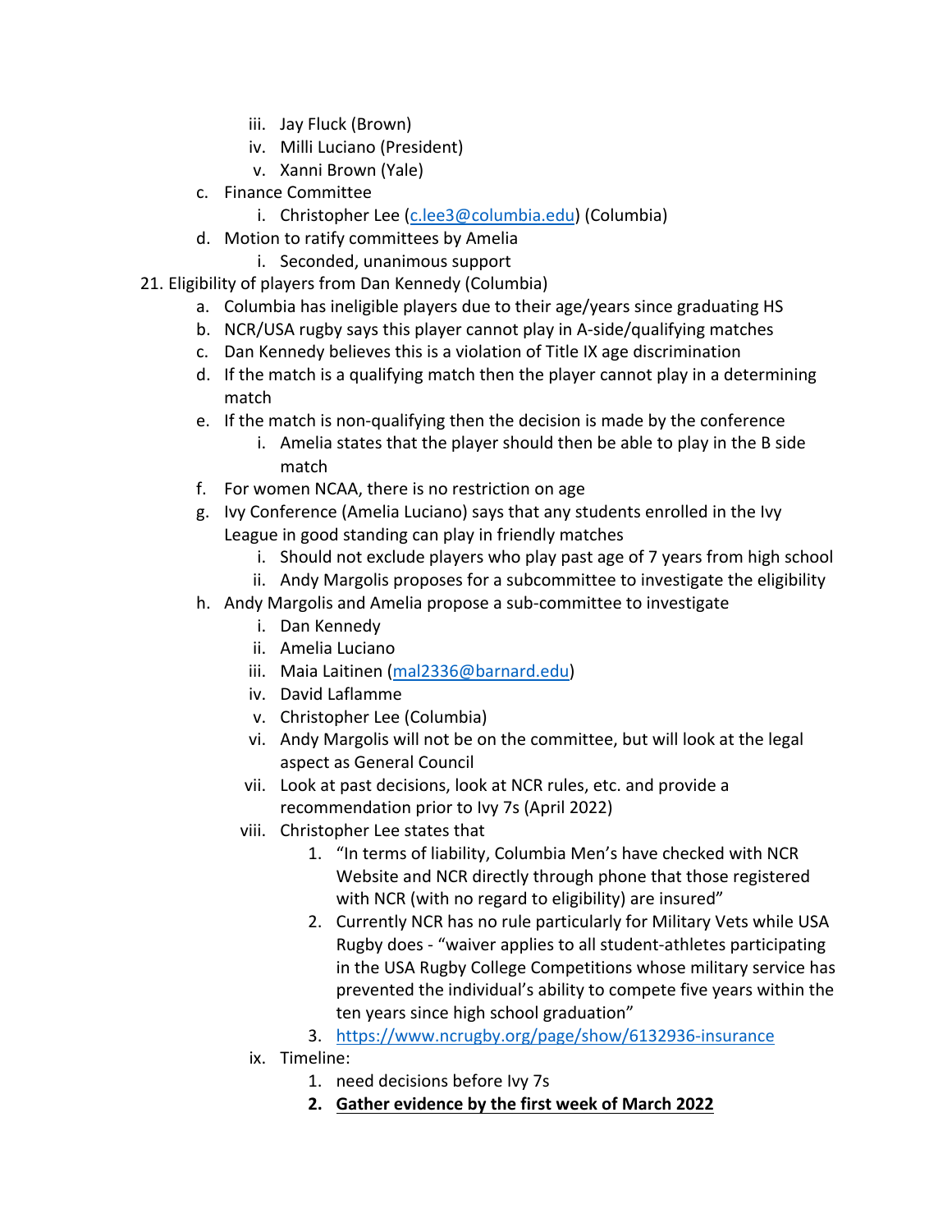iii. Jay Fluck (Brown)
   iv. Milli Luciano (President)
   v. Xanni Brown (Yale)

c. Finance Committee
   i. Christopher Lee (c.lee3@columbia.edu) (Columbia)

d. Motion to ratify committees by Amelia
   i. Seconded, unanimous support

21. Eligibility of players from Dan Kennedy (Columbia)
   a. Columbia has ineligible players due to their age/years since graduating HS
   b. NCR/USA rugby says this player cannot play in A-side/qualifying matches
   c. Dan Kennedy believes this is a violation of Title IX age discrimination
   d. If the match is a qualifying match then the player cannot play in a determining match
   e. If the match is non-qualifying then the decision is made by the conference
      i. Amelia states that the player should then be able to play in the B side match
   f. For women NCAA, there is no restriction on age
   g. Ivy Conference (Amelia Luciano) says that any students enrolled in the Ivy League in good standing can play in friendly matches
      i. Should not exclude players who play past age of 7 years from high school
      ii. Andy Margolis proposes for a subcommittee to investigate the eligibility
   h. Andy Margolis and Amelia propose a sub-committee to investigate
      i. Dan Kennedy
      ii. Amelia Luciano
      iii. Maia Laitinen (mal2336@barnard.edu)
      iv. David Laflamme
      v. Christopher Lee (Columbia)
      vi. Andy Margolis will not be on the committee, but will look at the legal aspect as General Council
      vii. Look at past decisions, look at NCR rules, etc. and provide a recommendation prior to Ivy 7s (April 2022)
      viii. Christopher Lee states that
         1. "In terms of liability, Columbia Men's have checked with NCR Website and NCR directly through phone that those registered with NCR (with no regard to eligibility) are insured"
         2. Currently NCR has no rule particularly for Military Vets while USA Rugby does - "waiver applies to all student-athletes participating in the USA Rugby College Competitions whose military service has prevented the individual's ability to compete five years within the ten years since high school graduation"
         3. https://www.ncrugby.org/page/show/6132936-insurance
      ix. Timeline:
         1. need decisions before Ivy 7s
         2. **Gather evidence by the first week of March 2022**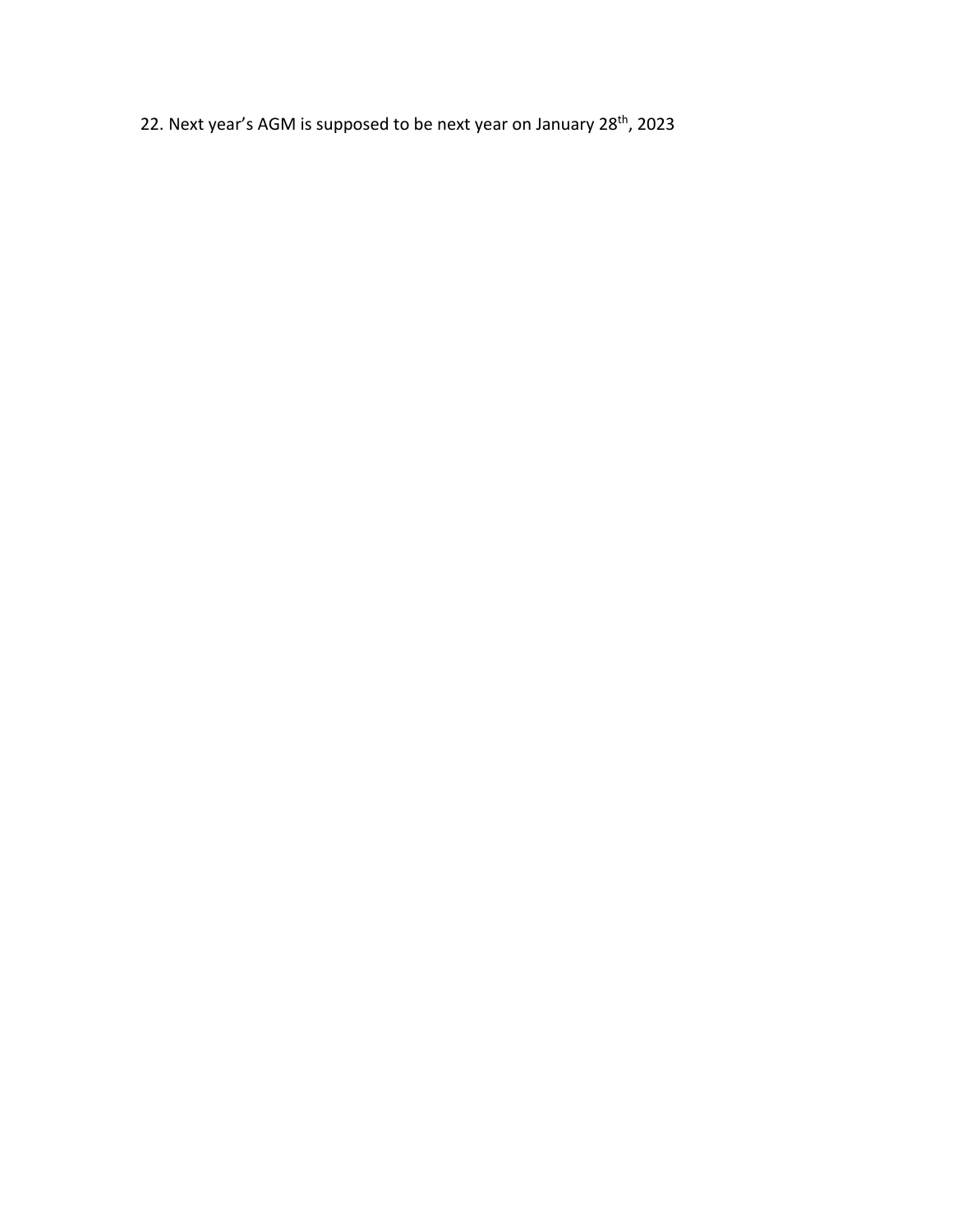22. Next year's AGM is supposed to be next year on January 28th, 2023